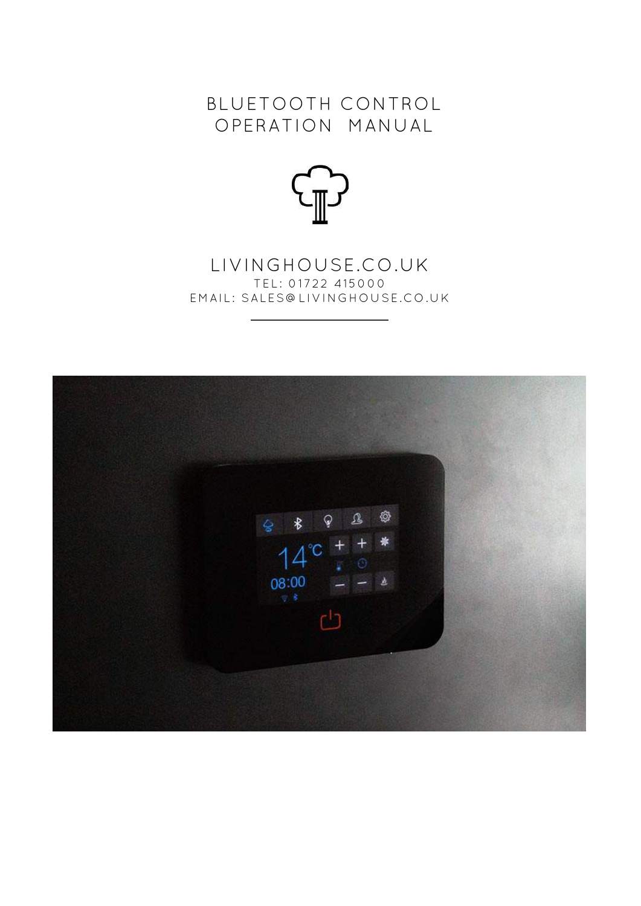# BLUETOOTH CONTROL OPERATION MANUAL

## LIVINGHOUSE.CO.UK

TEL: 01722 415000

EMAIL: SALES@LIVINGHOUSE.CO.UK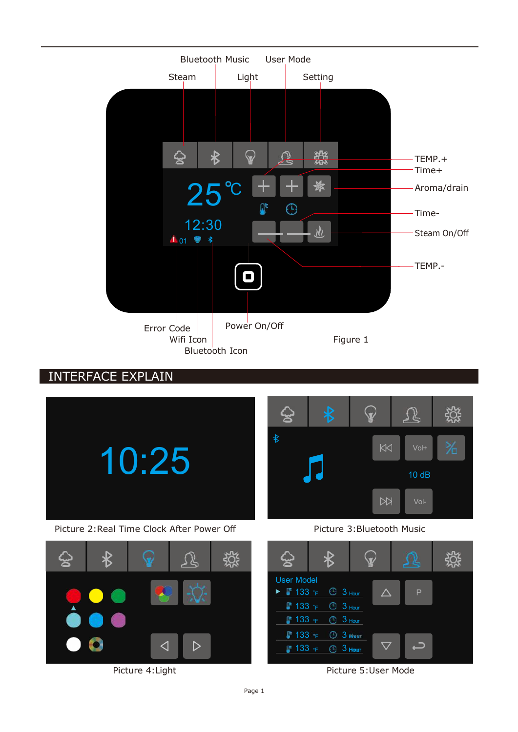Bluetooth Music

User Mode

Steam

Light

Setting

TEMP.+

Time+

Aroma/drain

Time-

Steam On/Off

TEMP.-

Error Code

Wifi Icon

Bluetooth Icon

Power On/Off

Figure 1

## INTERFACE EXPLAIN

Picture 2:Real Time Clock After Power Off

Picture 3:Bluetooth Music

Picture 4:Light

Picture 5:User Mode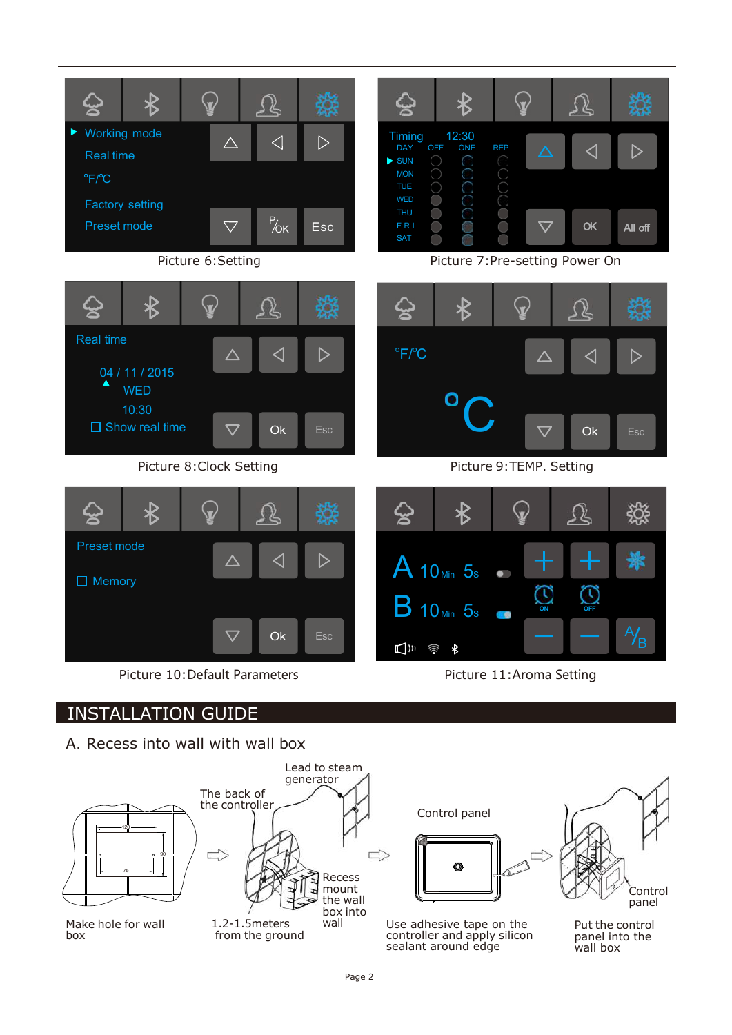| | |
|---|---|
| Working mode<br>Real time<br>°F/°C<br>Factory setting<br>Preset mode | Timing 12:30<br>DAY OFF ONE REP<br>SUN MON TUE WED THU FRI SAT<br>OK All off |
| Picture 6:Setting | Picture 7:Pre-setting Power On |
| Real time<br>04 / 11 / 2015<br>WED<br>10:30<br>☐ Show real time<br>Ok Esc | °F/°C<br>°C<br>Ok Esc |
| Picture 8:Clock Setting | Picture 9:TEMP. Setting |
| Preset mode<br>☐ Memory<br>Ok Esc | A 10Min 5s<br>B 10Min 5s<br>ON OFF A/B |
| Picture 10:Default Parameters | Picture 11:Aroma Setting |

## INSTALLATION GUIDE

### A. Recess into wall with wall box

Make hole for wall box

The back of the controller — Lead to steam generator — Recess mount the wall box into wall — 1.2-1.5meters from the ground

Control panel — Use adhesive tape on the controller and apply silicon sealant around edge

Control panel — Put the control panel into the wall box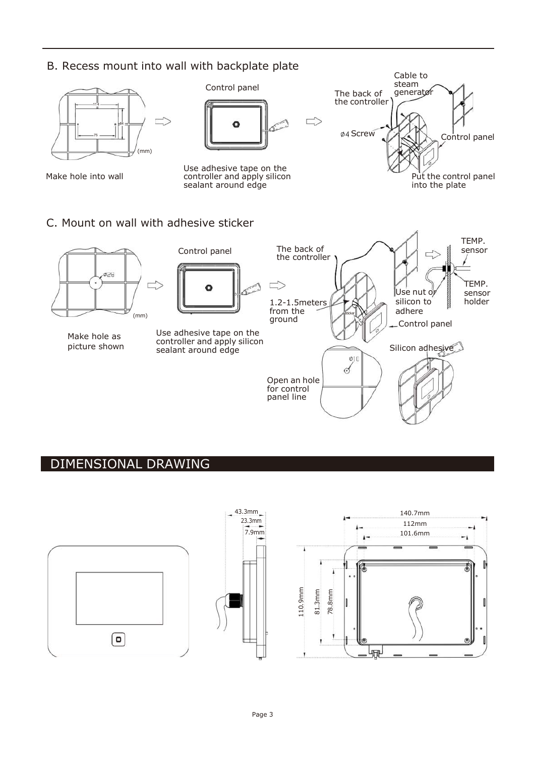## B. Recess mount into wall with backplate plate

Control panel

Cable to steam generator

The back of the controller

Ø4 Screw

Control panel

114

84

75

(mm)

Make hole into wall

Use adhesive tape on the controller and apply silicon sealant around edge

Put the control panel into the plate

## C. Mount on wall with adhesive sticker

Control panel

The back of the controller

TEMP. sensor

Ø28

(mm)

1.2-1.5meters from the ground

Use nut or silicon to adhere

TEMP. sensor holder

Control panel

Make hole as picture shown

Use adhesive tape on the controller and apply silicon sealant around edge

Silicon adhesive

Ø10

Open an hole for control panel line

# DIMENSIONAL DRAWING

43.3mm

23.3mm

7.9mm

140.7mm

112mm

101.6mm

110.9mm

81.3mm

78.8mm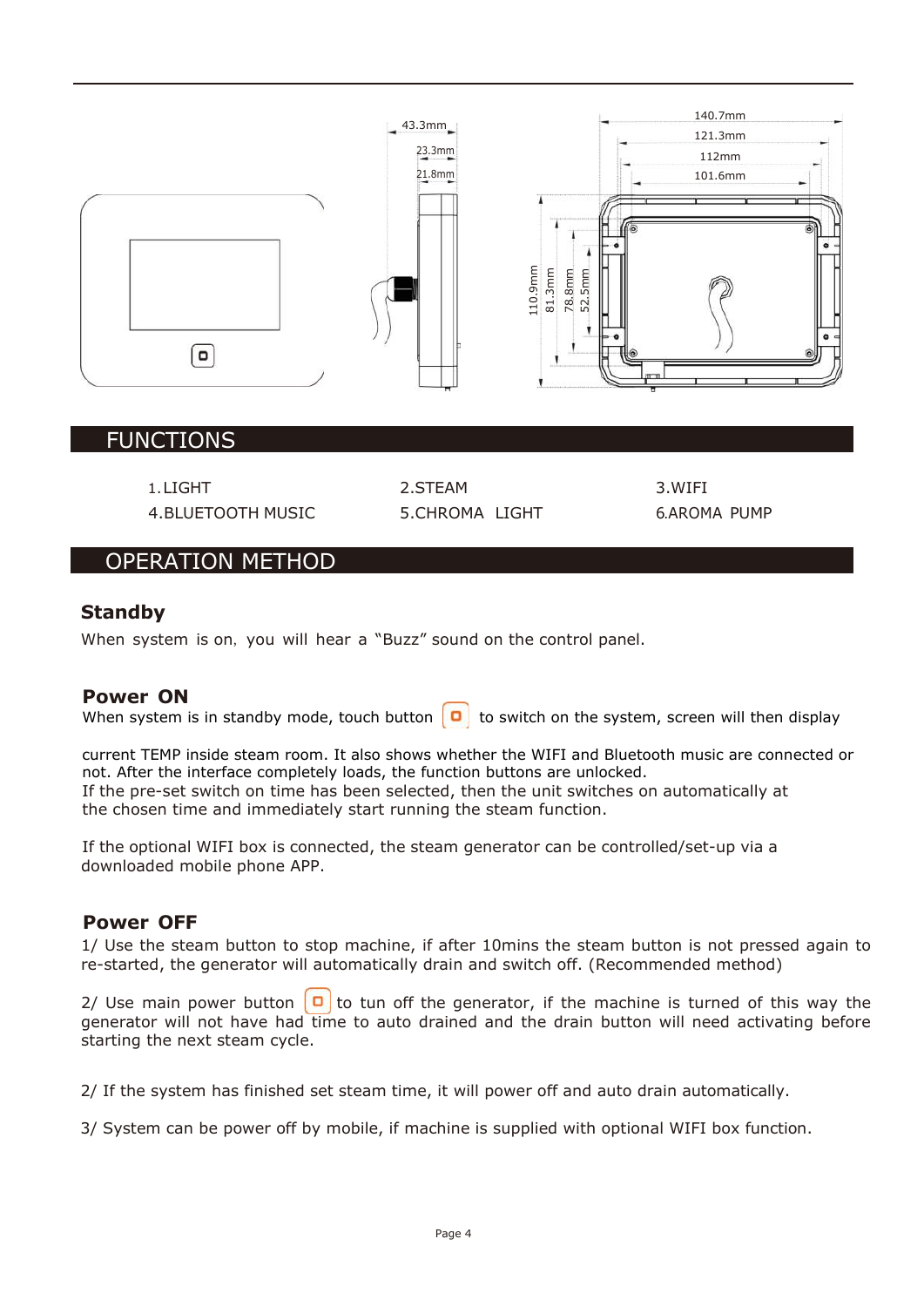## FUNCTIONS

| | | |
|---|---|---|
| 1.LIGHT | 2.STEAM | 3.WIFI |
| 4.BLUETOOTH MUSIC | 5.CHROMA LIGHT | 6.AROMA PUMP |

## OPERATION METHOD

### Standby

When system is on, you will hear a "Buzz" sound on the control panel.

### Power ON

When system is in standby mode, touch button ▢ to switch on the system, screen will then display

current TEMP inside steam room. It also shows whether the WIFI and Bluetooth music are connected or not. After the interface completely loads, the function buttons are unlocked.
If the pre-set switch on time has been selected, then the unit switches on automatically at the chosen time and immediately start running the steam function.

If the optional WIFI box is connected, the steam generator can be controlled/set-up via a downloaded mobile phone APP.

### Power OFF

1/ Use the steam button to stop machine, if after 10mins the steam button is not pressed again to re-started, the generator will automatically drain and switch off. (Recommended method)

2/ Use main power button ▢ to tun off the generator, if the machine is turned of this way the generator will not have had time to auto drained and the drain button will need activating before starting the next steam cycle.

2/ If the system has finished set steam time, it will power off and auto drain automatically.

3/ System can be power off by mobile, if machine is supplied with optional WIFI box function.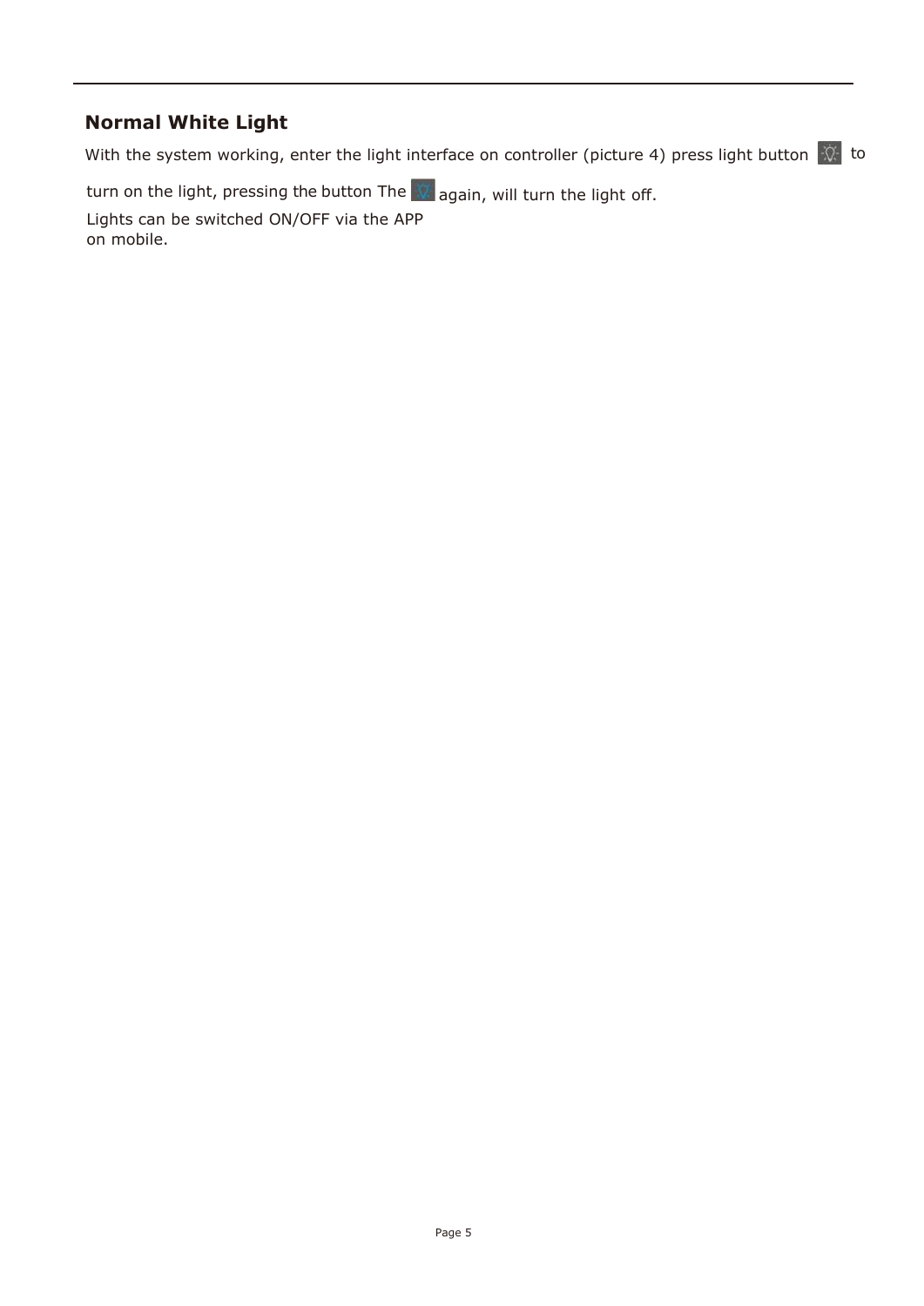## Normal White Light

With the system working, enter the light interface on controller (picture 4) press light button to turn on the light, pressing the button The again, will turn the light off.

Lights can be switched ON/OFF via the APP on mobile.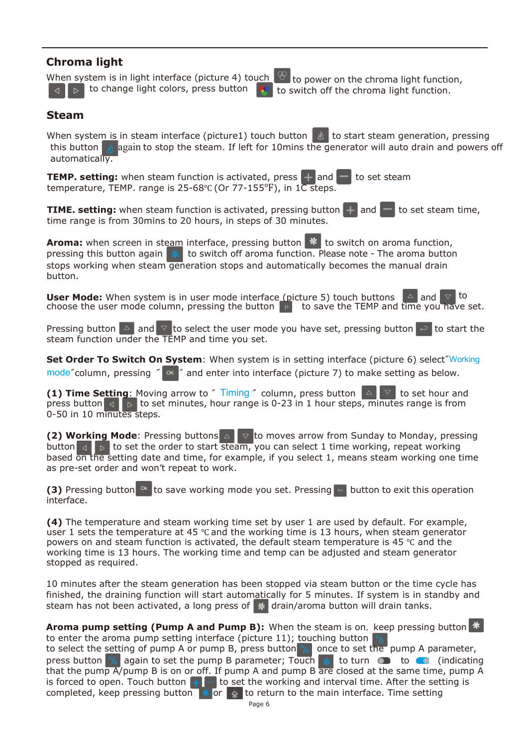## Chroma light

When system is in light interface (picture 4) touch to power on the chroma light function, to change light colors, press button to switch off the chroma light function.

## Steam

When system is in steam interface (picture1) touch button to start steam generation, pressing this button again to stop the steam. If left for 10mins the generator will auto drain and powers off automatically.

**TEMP. setting:** when steam function is activated, press and to set steam temperature, TEMP. range is 25-68℃ (Or 77-155°F), in 1C steps.

**TIME. setting:** when steam function is activated, pressing button and to set steam time, time range is from 30mins to 20 hours, in steps of 30 minutes.

**Aroma:** when screen in steam interface, pressing button to switch on aroma function, pressing this button again to switch off aroma function. Please note - The aroma button stops working when steam generation stops and automatically becomes the manual drain button.

**User Mode:** When system is in user mode interface (picture 5) touch buttons and to choose the user mode column, pressing the button to save the TEMP and time you have set.

Pressing button and to select the user mode you have set, pressing button to start the steam function under the TEMP and time you set.

**Set Order To Switch On System**: When system is in setting interface (picture 6) select "Working mode" column, pressing " OK " and enter into interface (picture 7) to make setting as below.

**(1) Time Setting**: Moving arrow to " Timing " column, press button to set hour and press button to set minutes, hour range is 0-23 in 1 hour steps, minutes range is from 0-50 in 10 minutes steps.

**(2) Working Mode**: Pressing buttons to moves arrow from Sunday to Monday, pressing button to set the order to start steam, you can select 1 time working, repeat working based on the setting date and time, for example, if you select 1, means steam working one time as pre-set order and won't repeat to work.

**(3)** Pressing button to save working mode you set. Pressing button to exit this operation interface.

**(4)** The temperature and steam working time set by user 1 are used by default. For example, user 1 sets the temperature at 45 ℃ and the working time is 13 hours, when steam generator powers on and steam function is activated, the default steam temperature is 45 ℃ and the working time is 13 hours. The working time and temp can be adjusted and steam generator stopped as required.

10 minutes after the steam generation has been stopped via steam button or the time cycle has finished, the draining function will start automatically for 5 minutes. If system is in standby and steam has not been activated, a long press of drain/aroma button will drain tanks.

**Aroma pump setting (Pump A and Pump B):** When the steam is on, keep pressing button to enter the aroma pump setting interface (picture 11); touching button to select the setting of pump A or pump B, press button once to set the pump A parameter, press button again to set the pump B parameter; Touch to turn to (indicating that the pump A/pump B is on or off. If pump A and pump B are closed at the same time, pump A is forced to open. Touch button to set the working and interval time. After the setting is completed, keep pressing button or to return to the main interface. Time setting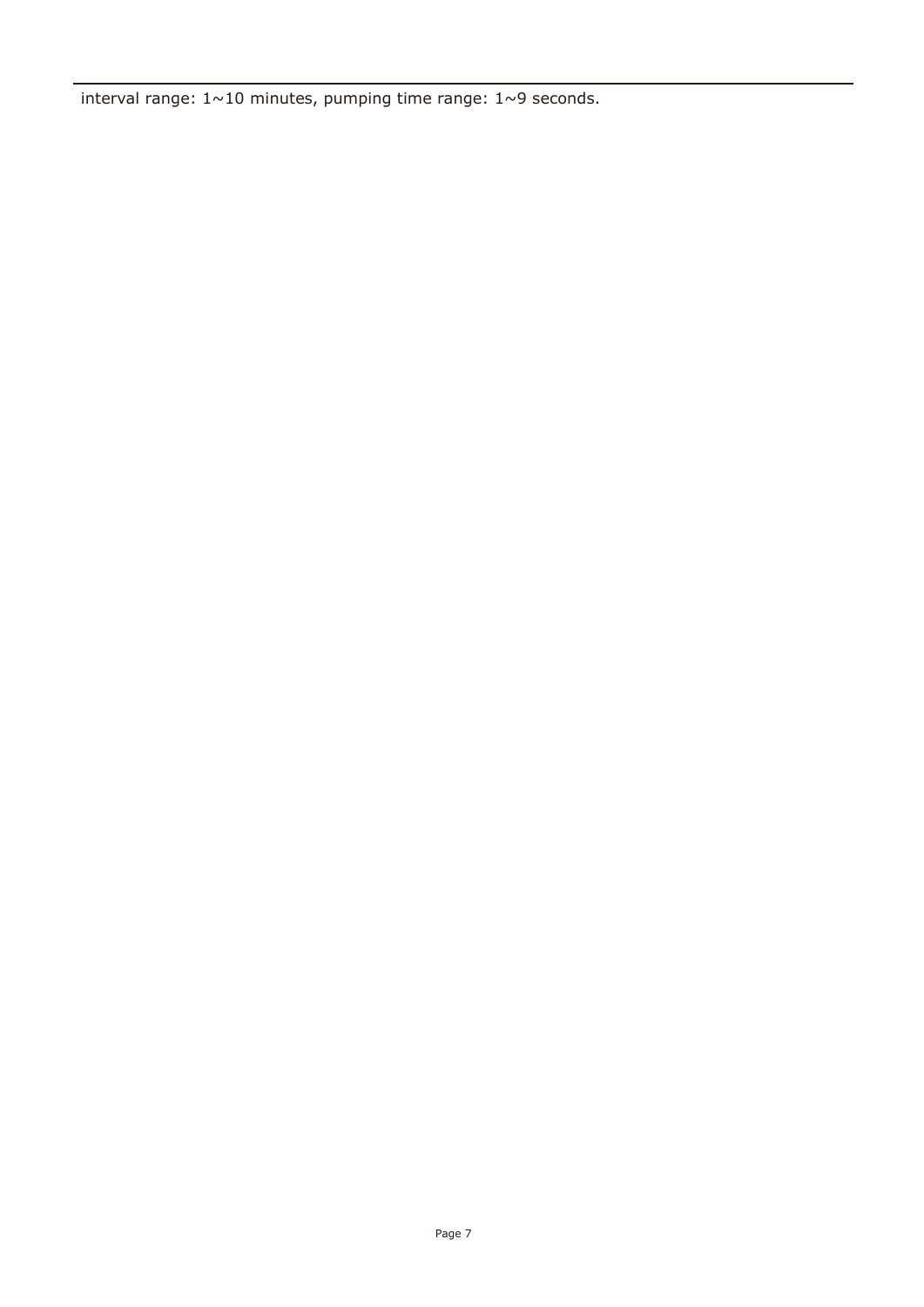interval range: 1~10 minutes, pumping time range: 1~9 seconds.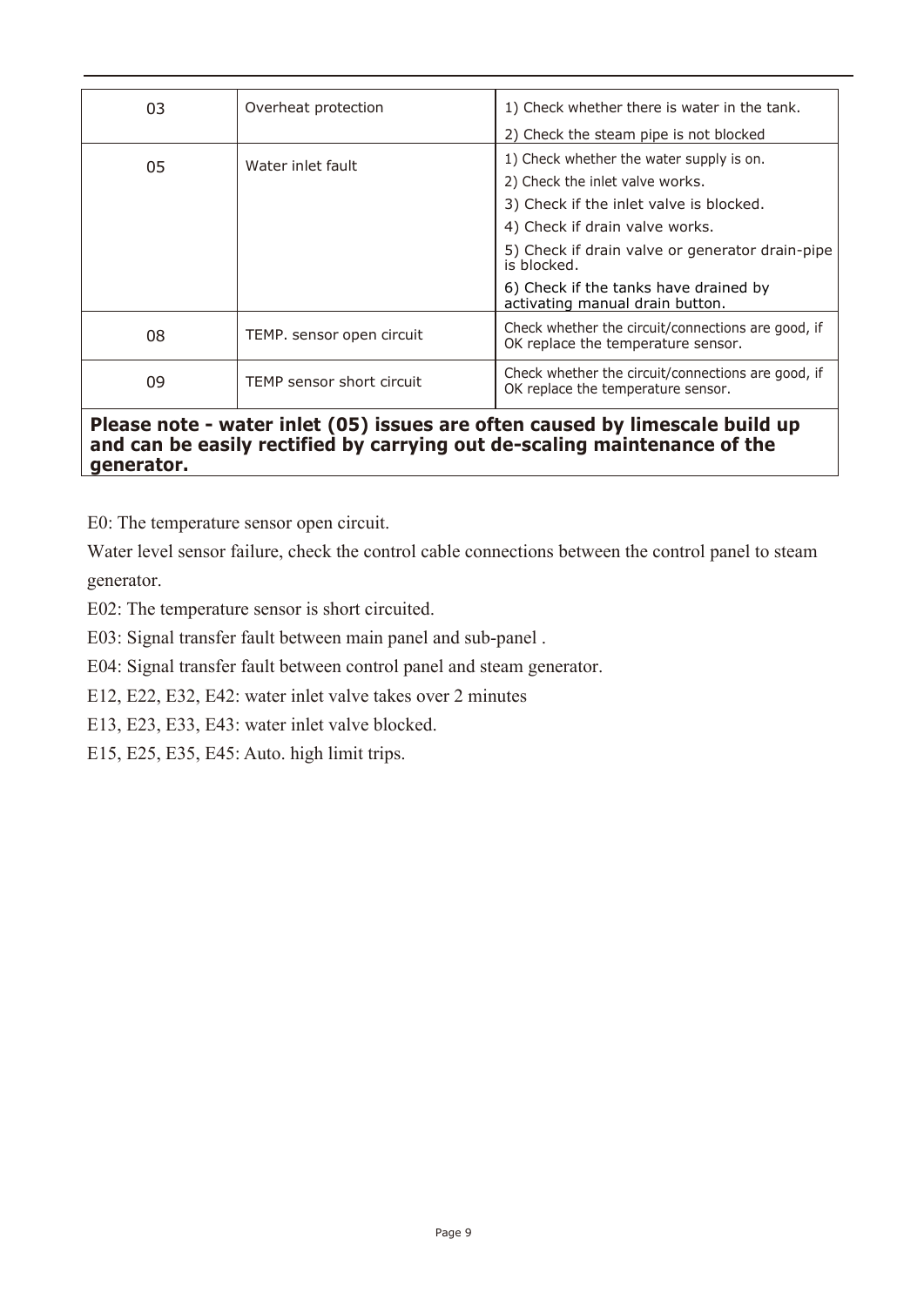| 03 | Overheat protection | 1) Check whether there is water in the tank.<br>2) Check the steam pipe is not blocked |
|---|---|---|
| 05 | Water inlet fault | 1) Check whether the water supply is on.<br>2) Check the inlet valve works.<br>3) Check if the inlet valve is blocked.<br>4) Check if drain valve works.<br>5) Check if drain valve or generator drain-pipe is blocked.<br>6) Check if the tanks have drained by activating manual drain button. |
| 08 | TEMP. sensor open circuit | Check whether the circuit/connections are good, if OK replace the temperature sensor. |
| 09 | TEMP sensor short circuit | Check whether the circuit/connections are good, if OK replace the temperature sensor. |

**Please note - water inlet (05) issues are often caused by limescale build up and can be easily rectified by carrying out de-scaling maintenance of the generator.**

E0: The temperature sensor open circuit.

Water level sensor failure, check the control cable connections between the control panel to steam generator.

E02: The temperature sensor is short circuited.

E03: Signal transfer fault between main panel and sub-panel .

E04: Signal transfer fault between control panel and steam generator.

E12, E22, E32, E42: water inlet valve takes over 2 minutes

E13, E23, E33, E43: water inlet valve blocked.

E15, E25, E35, E45: Auto. high limit trips.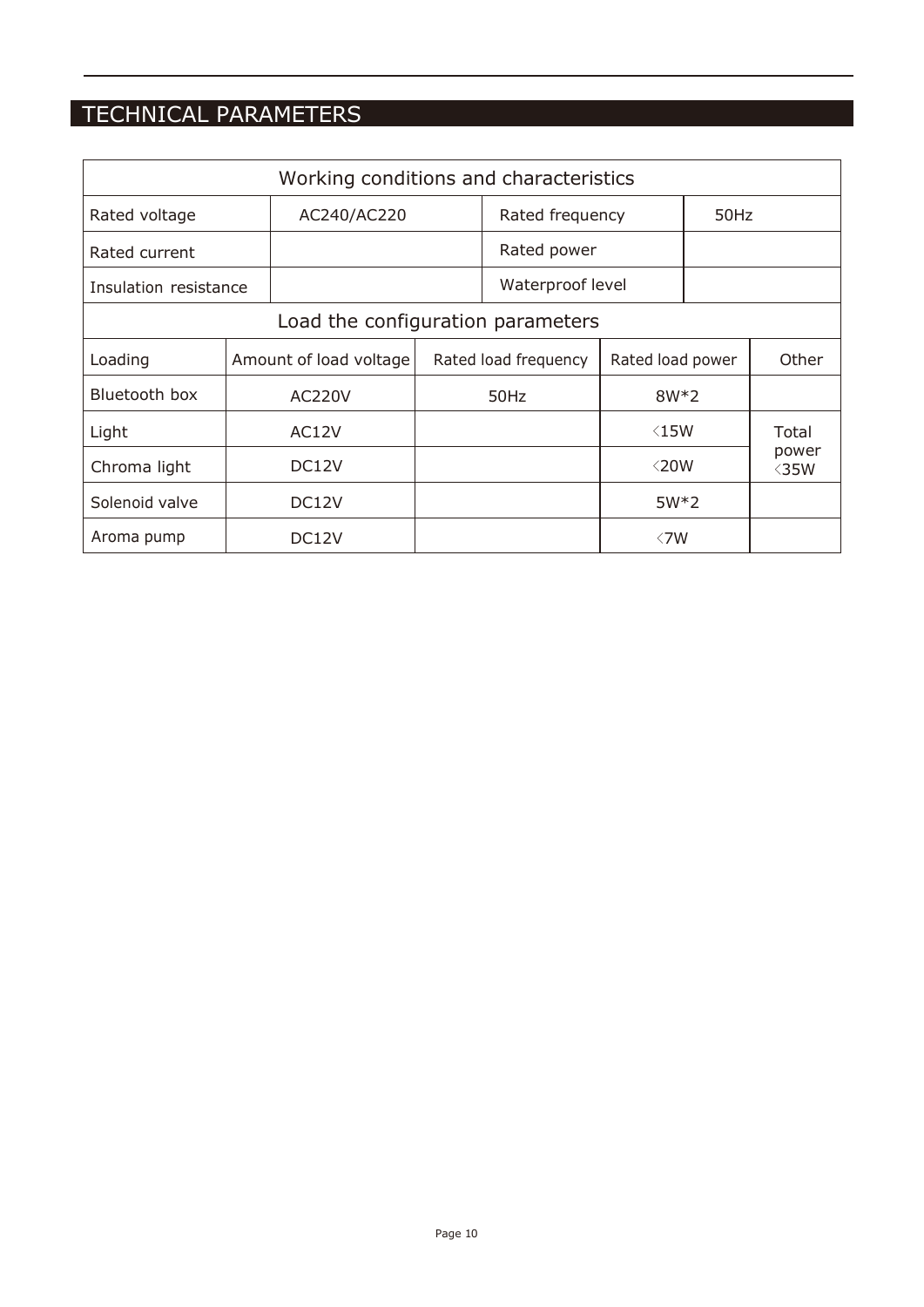## TECHNICAL PARAMETERS

| Working conditions and characteristics | | | |
|---|---|---|---|
| Rated voltage | AC240/AC220 | Rated frequency | 50Hz |
| Rated current | | Rated power | |
| Insulation resistance | | Waterproof level | |

| Load the configuration parameters | | | | |
|---|---|---|---|---|
| Loading | Amount of load voltage | Rated load frequency | Rated load power | Other |
| Bluetooth box | AC220V | 50Hz | 8W*2 | |
| Light | AC12V | | ＜15W | Total power ＜35W |
| Chroma light | DC12V | | ＜20W | |
| Solenoid valve | DC12V | | 5W*2 | |
| Aroma pump | DC12V | | ＜7W | |